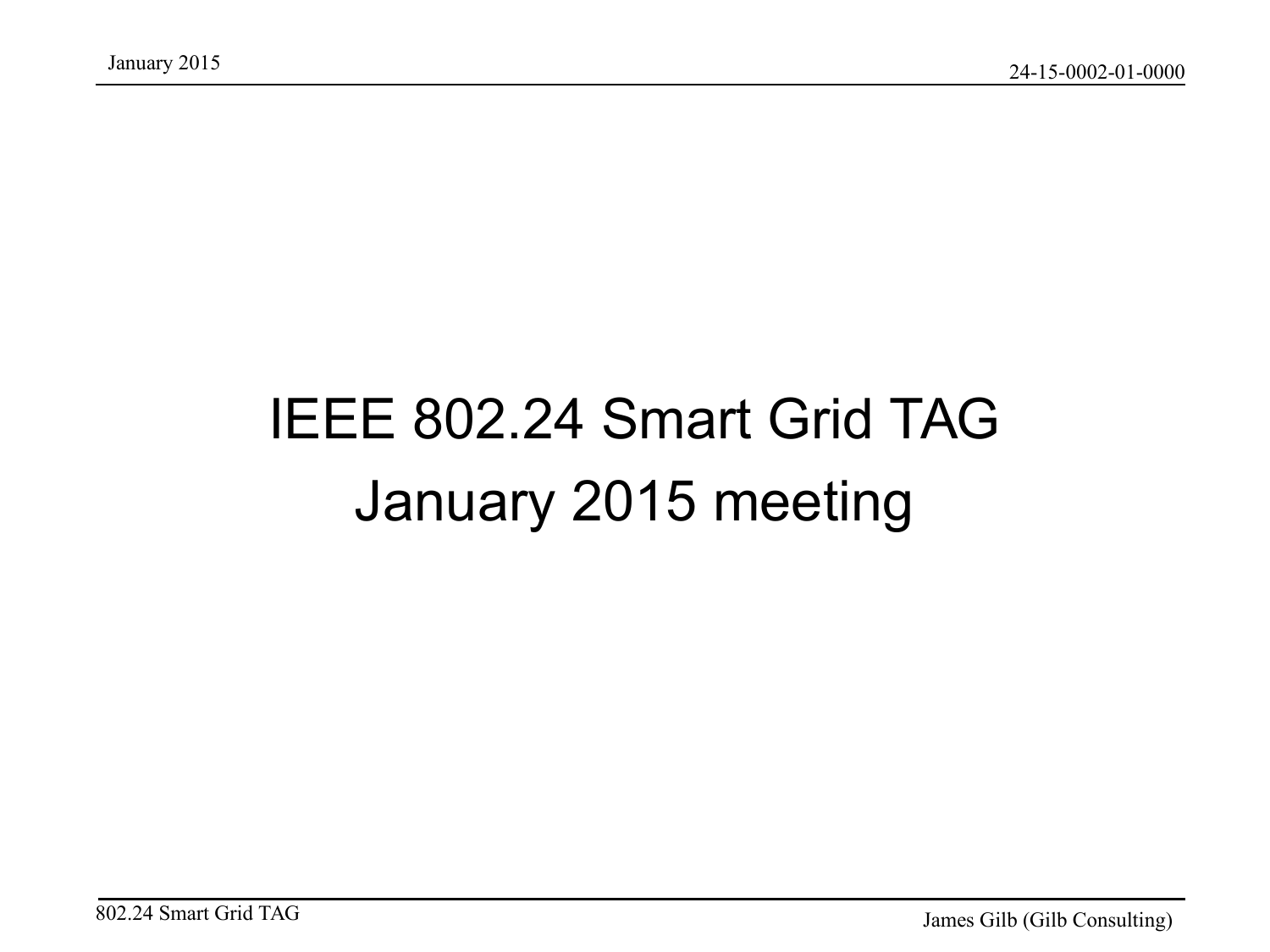# IEEE 802.24 Smart Grid TAG January 2015 meeting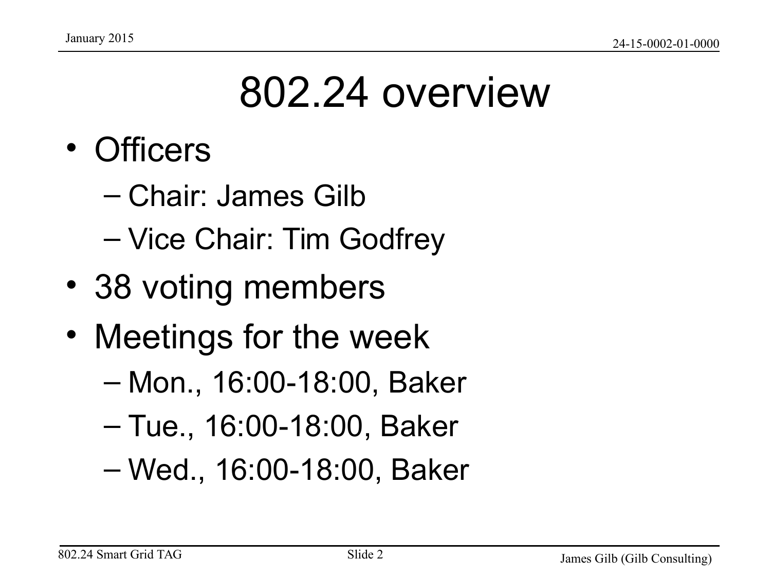# 802.24 overview

- Officers
  - Chair: James Gilb
  - Vice Chair: Tim Godfrey
- 38 voting members
- Meetings for the week
  - Mon., 16:00-18:00, Baker
  - Tue., 16:00-18:00, Baker
  - Wed., 16:00-18:00, Baker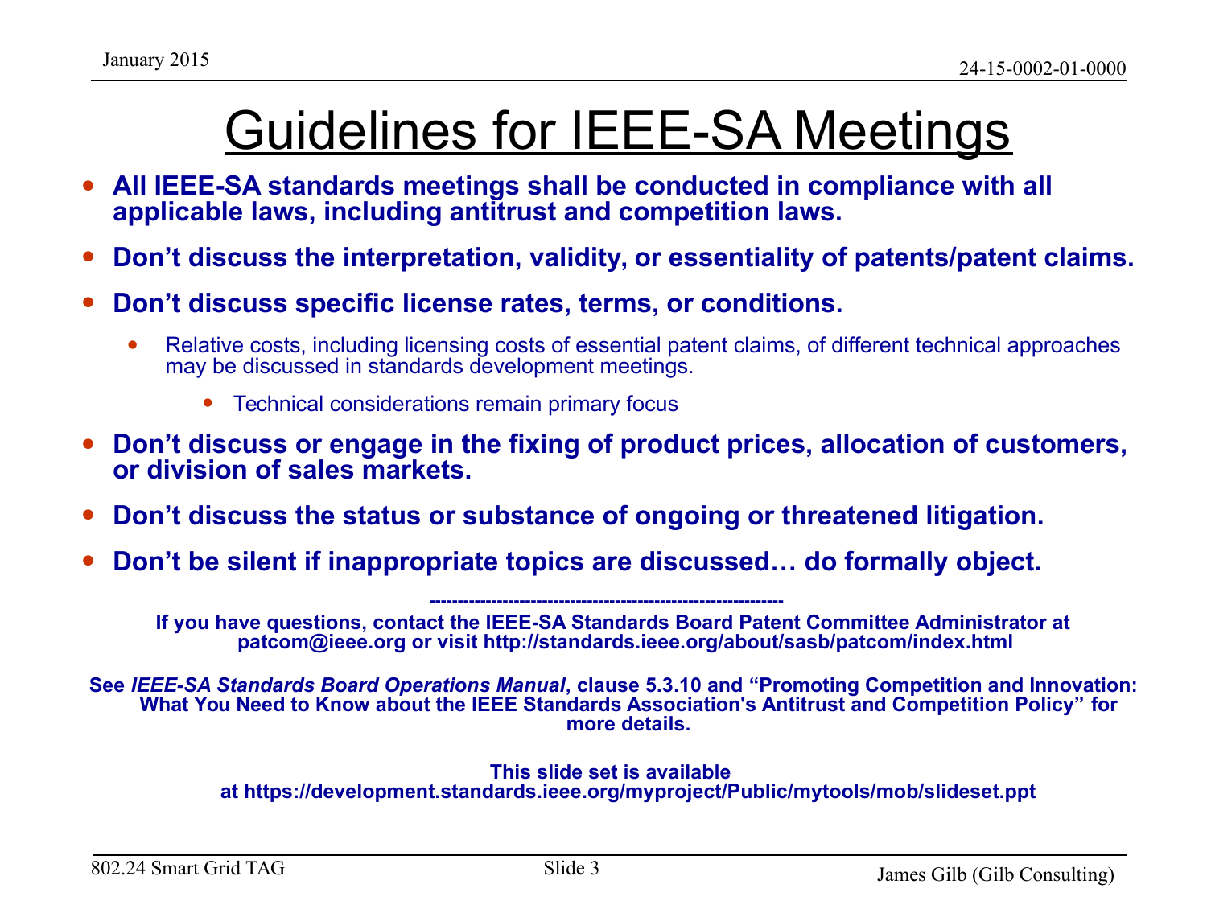# Guidelines for IEEE-SA Meetings

- **All IEEE-SA standards meetings shall be conducted in compliance with all applicable laws, including antitrust and competition laws.**
- **Don't discuss the interpretation, validity, or essentiality of patents/patent claims.**
- **Don't discuss specific license rates, terms, or conditions.**
  - Relative costs, including licensing costs of essential patent claims, of different technical approaches may be discussed in standards development meetings.
    - Technical considerations remain primary focus
- **Don't discuss or engage in the fixing of product prices, allocation of customers, or division of sales markets.**
- **Don't discuss the status or substance of ongoing or threatened litigation.**
- **Don't be silent if inappropriate topics are discussed… do formally object.**

---

**If you have questions, contact the IEEE-SA Standards Board Patent Committee Administrator at patcom@ieee.org or visit http://standards.ieee.org/about/sasb/patcom/index.html**

**See *IEEE-SA Standards Board Operations Manual*, clause 5.3.10 and "Promoting Competition and Innovation: What You Need to Know about the IEEE Standards Association's Antitrust and Competition Policy" for more details.**

**This slide set is available at https://development.standards.ieee.org/myproject/Public/mytools/mob/slideset.ppt**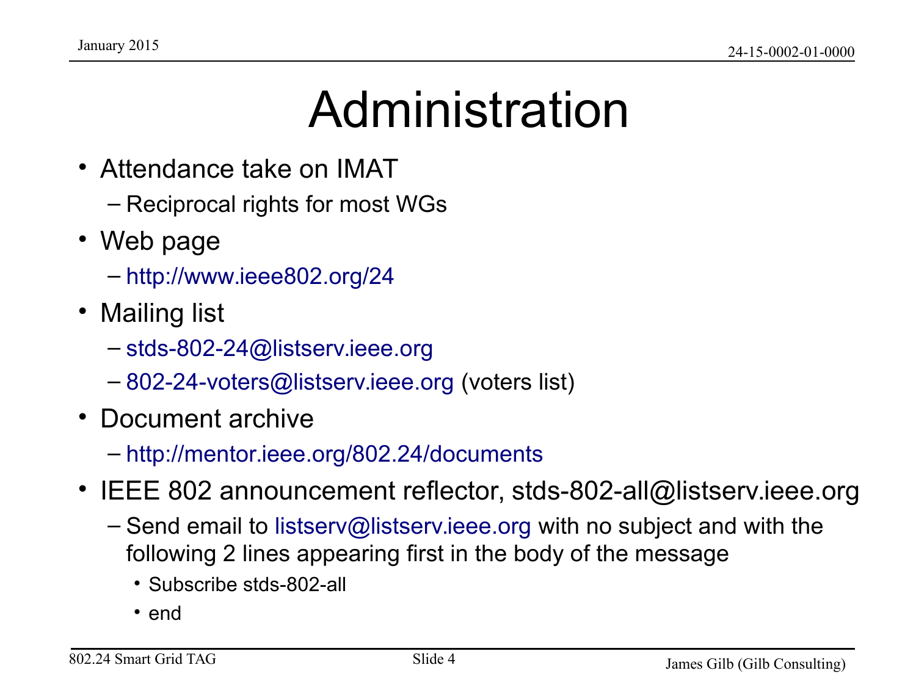# Administration

- Attendance take on IMAT
  - Reciprocal rights for most WGs
- Web page
  - http://www.ieee802.org/24
- Mailing list
  - stds-802-24@listserv.ieee.org
  - 802-24-voters@listserv.ieee.org (voters list)
- Document archive
  - http://mentor.ieee.org/802.24/documents
- IEEE 802 announcement reflector, stds-802-all@listserv.ieee.org
  - Send email to listserv@listserv.ieee.org with no subject and with the following 2 lines appearing first in the body of the message
    - Subscribe stds-802-all
    - end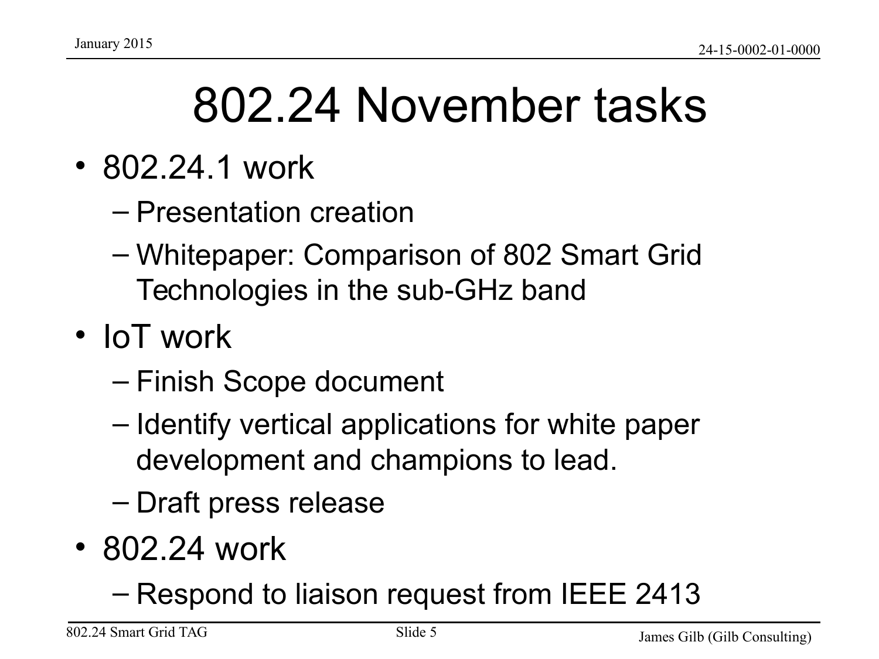# 802.24 November tasks

- 802.24.1 work
  - Presentation creation
  - Whitepaper: Comparison of 802 Smart Grid Technologies in the sub-GHz band
- IoT work
  - Finish Scope document
  - Identify vertical applications for white paper development and champions to lead.
  - Draft press release
- 802.24 work
  - Respond to liaison request from IEEE 2413